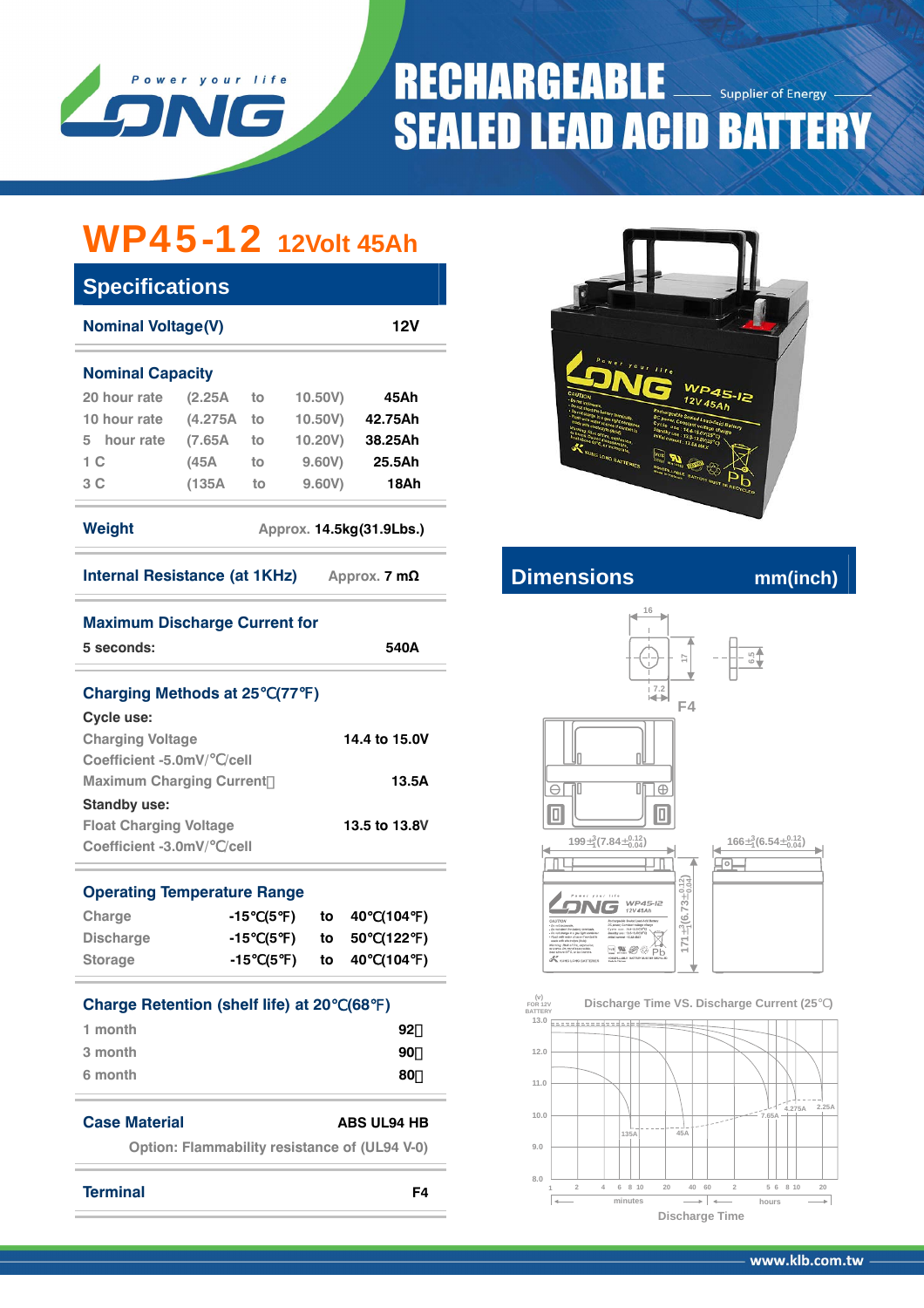# RECHARGEABLE SEALED LEAD ACID BATTERY

Power your life — LONG

Supplier of Energy

# WP45-12 12Volt 45Ah

## Specifications

| Nominal Voltage(V) | | | | 12V |
|---|---|---|---|---|

**Nominal Capacity**

| | | | | |
|---|---|---|---|---|
| 20 hour rate | (2.25A | to | 10.50V) | 45Ah |
| 10 hour rate | (4.275A | to | 10.50V) | 42.75Ah |
| 5 hour rate | (7.65A | to | 10.20V) | 38.25Ah |
| 1 C | (45A | to | 9.60V) | 25.5Ah |
| 3 C | (135A | to | 9.60V) | 18Ah |

**Weight** Approx. 14.5kg(31.9Lbs.)

**Internal Resistance (at 1KHz)** Approx. 7 mΩ

**Maximum Discharge Current for**
5 seconds: 540A

**Charging Methods at 25℃(77℉)**

Cycle use:

| | |
|---|---|
| Charging Voltage | 14.4 to 15.0V |
| Coefficient -5.0mV/℃/cell | |
| Maximum Charging Current | 13.5A |

Standby use:

| | |
|---|---|
| Float Charging Voltage | 13.5 to 13.8V |
| Coefficient -3.0mV/℃/cell | |

**Operating Temperature Range**

| | | | |
|---|---|---|---|
| Charge | -15℃(5℉) | to | 40℃(104℉) |
| Discharge | -15℃(5℉) | to | 50℃(122℉) |
| Storage | -15℃(5℉) | to | 40℃(104℉) |

**Charge Retention (shelf life) at 20℃(68℉)**

| | |
|---|---|
| 1 month | 92% |
| 3 month | 90% |
| 6 month | 80% |

**Case Material** ABS UL94 HB
Option: Flammability resistance of (UL94 V-0)

**Terminal** F4

## Dimensions mm(inch)

F4: 16, 17, 7.2, 6.5

199 ±1 (7.84 ±0.04)

166 ±1 (6.54 ±0.04)

171 ±1 (6.73 ±0.04)

**Discharge Time VS. Discharge Current (25℃)**

(V) FOR 12V BATTERY: 13.0, 12.0, 11.0, 10.0, 9.0, 8.0

Curves: 135A, 45A, 7.65A, 4.275A, 2.25A

minutes: 1, 2, 4, 6, 8, 10, 20, 40, 60 — hours: 2, 5, 6, 8, 10, 20

Discharge Time

www.klb.com.tw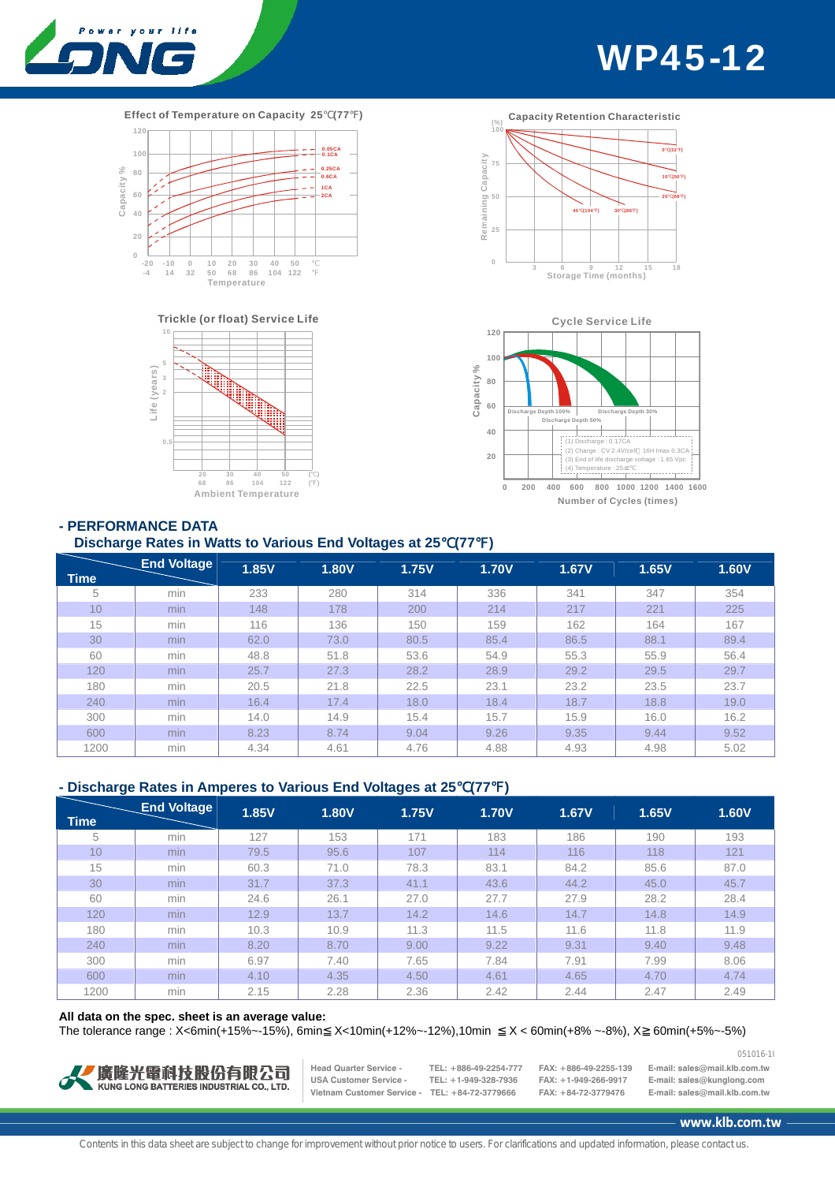# WP45-12

Effect of Temperature on Capacity 25℃(77℉)

Capacity %

120
100
80
60
40
20
0

0.05CA
0.1CA
0.25CA
0.6CA
1CA
2CA

-20 -10 0 10 20 30 40 50 ℃
-4 14 32 50 68 86 104 122 ℉

Temperature

Capacity Retention Characteristic

(%)
100
75
50
25
0

Remaining Capacity

0℃(32℉)
10℃(50℉)
20℃(68℉)
40℃(104℉)
30℃(86℉)

3 6 9 12 15 18

Storage Time (months)

Trickle (or float) Service Life

Life (years)

10
5
3
2
0.5

20 30 40 50 (℃)
68 86 104 122 (℉)

Ambient Temperature

Cycle Service Life

Capacity %

120
100
80
60
40
20

Discharge Depth 100%
Discharge Depth 50%
Discharge Depth 30%

(1) Discharge : 0.17CA
(2) Charge : CV 2.4V/cell 16H Imax 0.3CA
(3) End of life discharge voltage : 1.65 Vpc
(4) Temperature : 25±2℃

0 200 400 600 800 1000 1200 1400 1600

Number of Cycles (times)

## - PERFORMANCE DATA

### Discharge Rates in Watts to Various End Voltages at 25℃(77℉)

| Time | End Voltage | 1.85V | 1.80V | 1.75V | 1.70V | 1.67V | 1.65V | 1.60V |
|---|---|---|---|---|---|---|---|---|
| 5 | min | 233 | 280 | 314 | 336 | 341 | 347 | 354 |
| 10 | min | 148 | 178 | 200 | 214 | 217 | 221 | 225 |
| 15 | min | 116 | 136 | 150 | 159 | 162 | 164 | 167 |
| 30 | min | 62.0 | 73.0 | 80.5 | 85.4 | 86.5 | 88.1 | 89.4 |
| 60 | min | 48.8 | 51.8 | 53.6 | 54.9 | 55.3 | 55.9 | 56.4 |
| 120 | min | 25.7 | 27.3 | 28.2 | 28.9 | 29.2 | 29.5 | 29.7 |
| 180 | min | 20.5 | 21.8 | 22.5 | 23.1 | 23.2 | 23.5 | 23.7 |
| 240 | min | 16.4 | 17.4 | 18.0 | 18.4 | 18.7 | 18.8 | 19.0 |
| 300 | min | 14.0 | 14.9 | 15.4 | 15.7 | 15.9 | 16.0 | 16.2 |
| 600 | min | 8.23 | 8.74 | 9.04 | 9.26 | 9.35 | 9.44 | 9.52 |
| 1200 | min | 4.34 | 4.61 | 4.76 | 4.88 | 4.93 | 4.98 | 5.02 |

### - Discharge Rates in Amperes to Various End Voltages at 25℃(77℉)

| Time | End Voltage | 1.85V | 1.80V | 1.75V | 1.70V | 1.67V | 1.65V | 1.60V |
|---|---|---|---|---|---|---|---|---|
| 5 | min | 127 | 153 | 171 | 183 | 186 | 190 | 193 |
| 10 | min | 79.5 | 95.6 | 107 | 114 | 116 | 118 | 121 |
| 15 | min | 60.3 | 71.0 | 78.3 | 83.1 | 84.2 | 85.6 | 87.0 |
| 30 | min | 31.7 | 37.3 | 41.1 | 43.6 | 44.2 | 45.0 | 45.7 |
| 60 | min | 24.6 | 26.1 | 27.0 | 27.7 | 27.9 | 28.2 | 28.4 |
| 120 | min | 12.9 | 13.7 | 14.2 | 14.6 | 14.7 | 14.8 | 14.9 |
| 180 | min | 10.3 | 10.9 | 11.3 | 11.5 | 11.6 | 11.8 | 11.9 |
| 240 | min | 8.20 | 8.70 | 9.00 | 9.22 | 9.31 | 9.40 | 9.48 |
| 300 | min | 6.97 | 7.40 | 7.65 | 7.84 | 7.91 | 7.99 | 8.06 |
| 600 | min | 4.10 | 4.35 | 4.50 | 4.61 | 4.65 | 4.70 | 4.74 |
| 1200 | min | 2.15 | 2.28 | 2.36 | 2.42 | 2.44 | 2.47 | 2.49 |

**All data on the spec. sheet is an average value:**

The tolerance range : X<6min(+15%~-15%), 6min≦X<10min(+12%~-12%),10min ≦X < 60min(+8% ~-8%), X≧60min(+5%~-5%)

051016-1I

廣隆光電科技股份有限公司
KUNG LONG BATTERIES INDUSTRIAL CO., LTD.

| | | | |
|---|---|---|---|
| Head Quarter Service - | TEL: +886-49-2254-777 | FAX: +886-49-2255-139 | E-mail: sales@mail.klb.com.tw |
| USA Customer Service - | TEL: +1-949-328-7936 | FAX: +1-949-266-9917 | E-mail: sales@kunglong.com |
| Vietnam Customer Service - | TEL: +84-72-3779666 | FAX: +84-72-3779476 | E-mail: sales@mail.klb.com.tw |

www.klb.com.tw

Contents in this data sheet are subject to change for improvement without prior notice to users. For clarifications and updated information, please contact us.